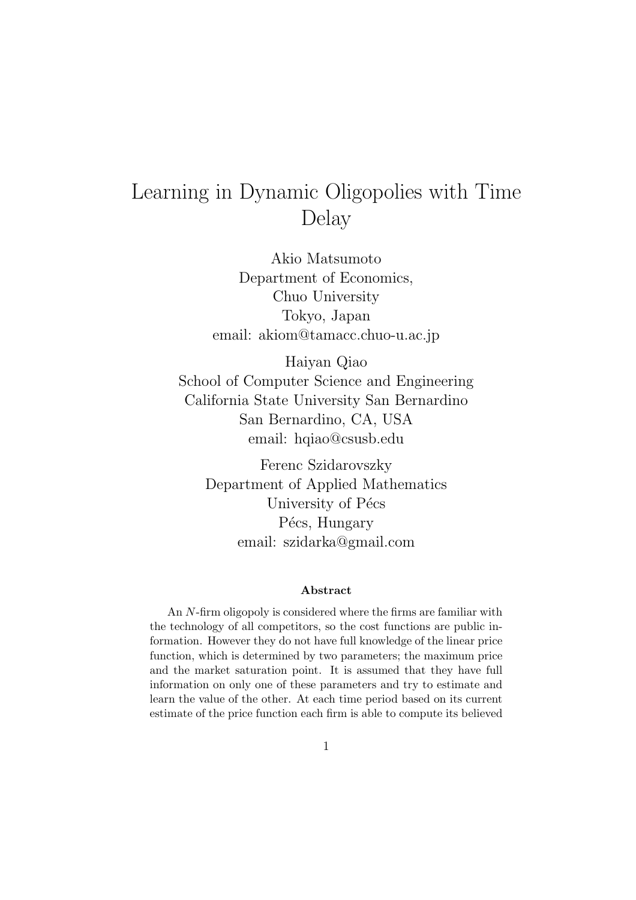# Learning in Dynamic Oligopolies with Time Delay

Akio Matsumoto
Department of Economics,
Chuo University
Tokyo, Japan
email: akiom@tamacc.chuo-u.ac.jp

Haiyan Qiao
School of Computer Science and Engineering
California State University San Bernardino
San Bernardino, CA, USA
email: hqiao@csusb.edu

Ferenc Szidarovszky
Department of Applied Mathematics
University of Pécs
Pécs, Hungary
email: szidarka@gmail.com

### Abstract

An $N$-firm oligopoly is considered where the firms are familiar with the technology of all competitors, so the cost functions are public information. However they do not have full knowledge of the linear price function, which is determined by two parameters; the maximum price and the market saturation point. It is assumed that they have full information on only one of these parameters and try to estimate and learn the value of the other. At each time period based on its current estimate of the price function each firm is able to compute its believed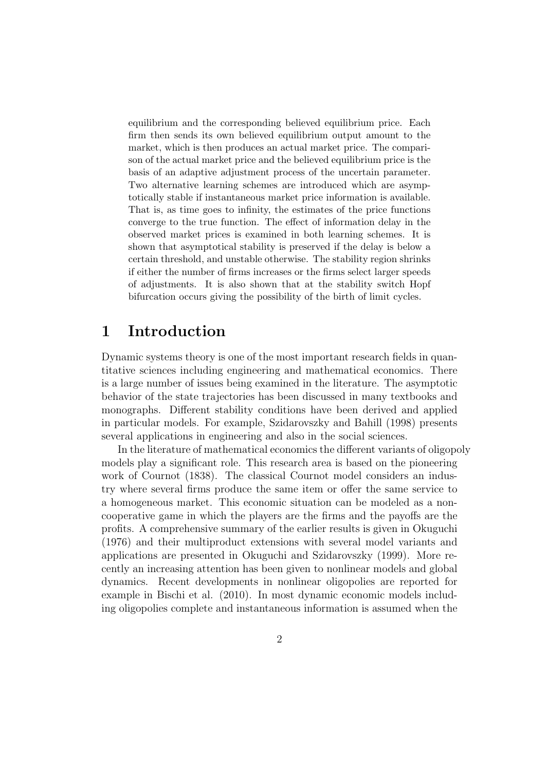equilibrium and the corresponding believed equilibrium price. Each firm then sends its own believed equilibrium output amount to the market, which is then produces an actual market price. The comparison of the actual market price and the believed equilibrium price is the basis of an adaptive adjustment process of the uncertain parameter. Two alternative learning schemes are introduced which are asymptotically stable if instantaneous market price information is available. That is, as time goes to infinity, the estimates of the price functions converge to the true function. The effect of information delay in the observed market prices is examined in both learning schemes. It is shown that asymptotical stability is preserved if the delay is below a certain threshold, and unstable otherwise. The stability region shrinks if either the number of firms increases or the firms select larger speeds of adjustments. It is also shown that at the stability switch Hopf bifurcation occurs giving the possibility of the birth of limit cycles.

# 1 Introduction

Dynamic systems theory is one of the most important research fields in quantitative sciences including engineering and mathematical economics. There is a large number of issues being examined in the literature. The asymptotic behavior of the state trajectories has been discussed in many textbooks and monographs. Different stability conditions have been derived and applied in particular models. For example, Szidarovszky and Bahill (1998) presents several applications in engineering and also in the social sciences.

In the literature of mathematical economics the different variants of oligopoly models play a significant role. This research area is based on the pioneering work of Cournot (1838). The classical Cournot model considers an industry where several firms produce the same item or offer the same service to a homogeneous market. This economic situation can be modeled as a noncooperative game in which the players are the firms and the payoffs are the profits. A comprehensive summary of the earlier results is given in Okuguchi (1976) and their multiproduct extensions with several model variants and applications are presented in Okuguchi and Szidarovszky (1999). More recently an increasing attention has been given to nonlinear models and global dynamics. Recent developments in nonlinear oligopolies are reported for example in Bischi et al. (2010). In most dynamic economic models including oligopolies complete and instantaneous information is assumed when the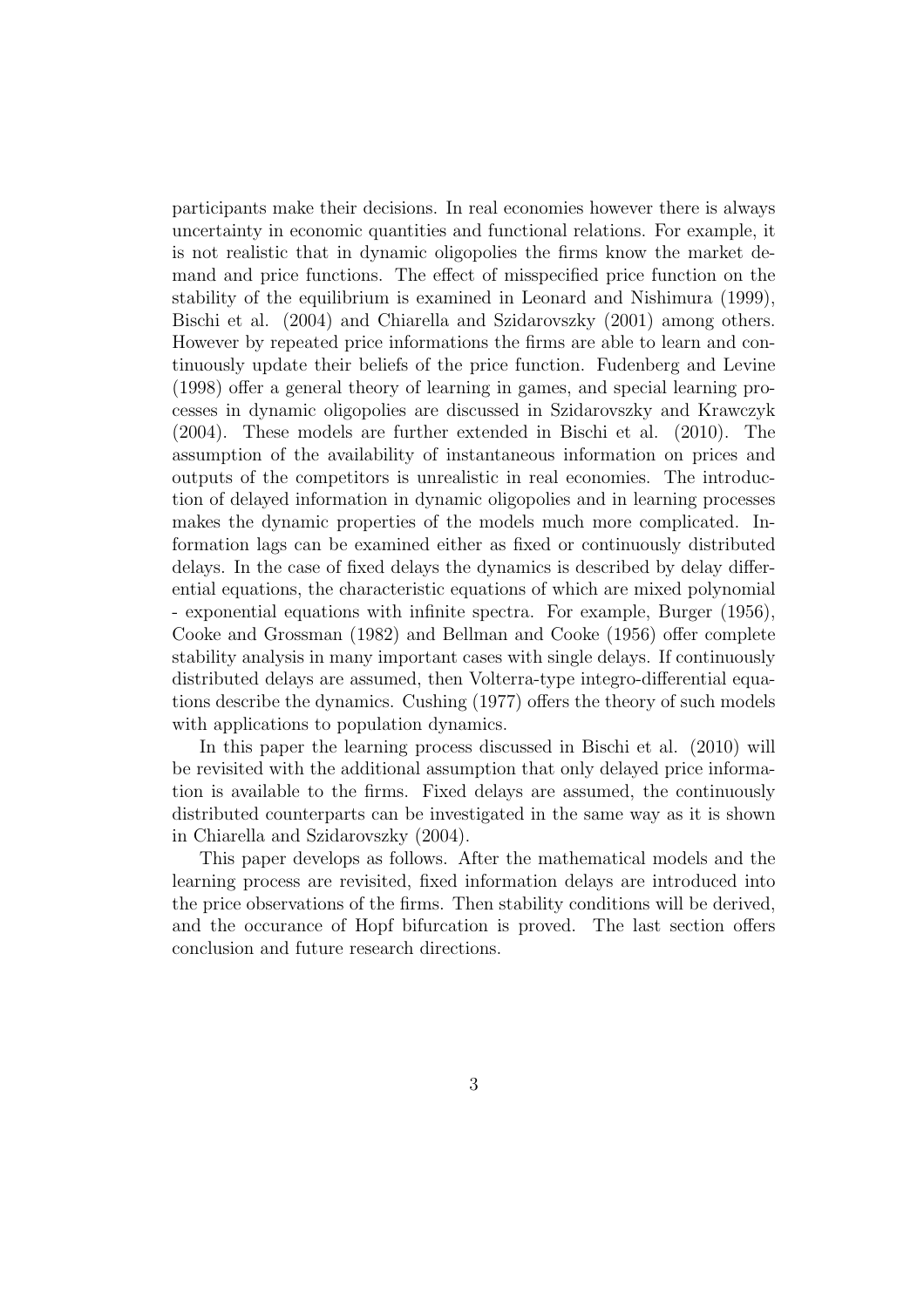participants make their decisions. In real economies however there is always uncertainty in economic quantities and functional relations. For example, it is not realistic that in dynamic oligopolies the firms know the market demand and price functions. The effect of misspecified price function on the stability of the equilibrium is examined in Leonard and Nishimura (1999), Bischi et al. (2004) and Chiarella and Szidarovszky (2001) among others. However by repeated price informations the firms are able to learn and continuously update their beliefs of the price function. Fudenberg and Levine (1998) offer a general theory of learning in games, and special learning processes in dynamic oligopolies are discussed in Szidarovszky and Krawczyk (2004). These models are further extended in Bischi et al. (2010). The assumption of the availability of instantaneous information on prices and outputs of the competitors is unrealistic in real economies. The introduction of delayed information in dynamic oligopolies and in learning processes makes the dynamic properties of the models much more complicated. Information lags can be examined either as fixed or continuously distributed delays. In the case of fixed delays the dynamics is described by delay differential equations, the characteristic equations of which are mixed polynomial - exponential equations with infinite spectra. For example, Burger (1956), Cooke and Grossman (1982) and Bellman and Cooke (1956) offer complete stability analysis in many important cases with single delays. If continuously distributed delays are assumed, then Volterra-type integro-differential equations describe the dynamics. Cushing (1977) offers the theory of such models with applications to population dynamics.

In this paper the learning process discussed in Bischi et al. (2010) will be revisited with the additional assumption that only delayed price information is available to the firms. Fixed delays are assumed, the continuously distributed counterparts can be investigated in the same way as it is shown in Chiarella and Szidarovszky (2004).

This paper develops as follows. After the mathematical models and the learning process are revisited, fixed information delays are introduced into the price observations of the firms. Then stability conditions will be derived, and the occurance of Hopf bifurcation is proved. The last section offers conclusion and future research directions.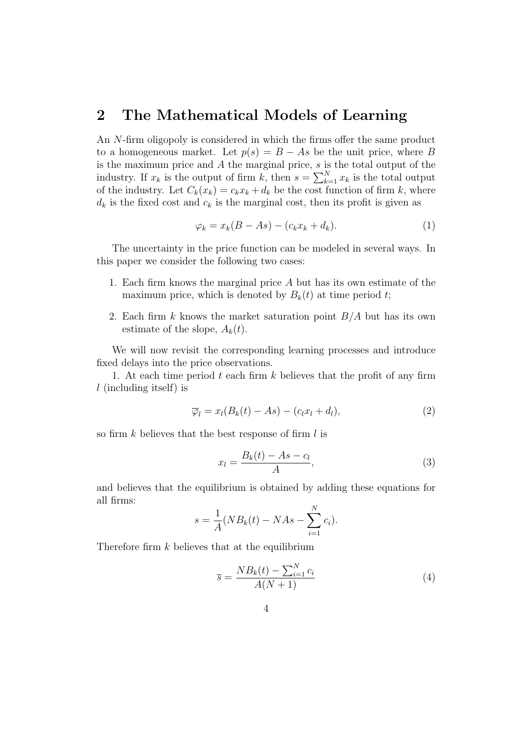## 2 The Mathematical Models of Learning

An $N$-firm oligopoly is considered in which the firms offer the same product to a homogeneous market. Let $p(s) = B - As$ be the unit price, where $B$ is the maximum price and $A$ the marginal price, $s$ is the total output of the industry. If $x_k$ is the output of firm $k$, then $s = \sum_{k=1}^{N} x_k$ is the total output of the industry. Let $C_k(x_k) = c_k x_k + d_k$ be the cost function of firm $k$, where $d_k$ is the fixed cost and $c_k$ is the marginal cost, then its profit is given as

$$\varphi_k = x_k(B - As) - (c_k x_k + d_k). \tag{1}$$

The uncertainty in the price function can be modeled in several ways. In this paper we consider the following two cases:

1. Each firm knows the marginal price $A$ but has its own estimate of the maximum price, which is denoted by $B_k(t)$ at time period $t$;
2. Each firm $k$ knows the market saturation point $B/A$ but has its own estimate of the slope, $A_k(t)$.

We will now revisit the corresponding learning processes and introduce fixed delays into the price observations.

1. At each time period $t$ each firm $k$ believes that the profit of any firm $l$ (including itself) is

$$\overline{\varphi}_l = x_l(B_k(t) - As) - (c_l x_l + d_l), \tag{2}$$

so firm $k$ believes that the best response of firm $l$ is

$$x_l = \frac{B_k(t) - As - c_l}{A}, \tag{3}$$

and believes that the equilibrium is obtained by adding these equations for all firms:

$$s = \frac{1}{A}(NB_k(t) - NAs - \sum_{i=1}^{N} c_i).$$

Therefore firm $k$ believes that at the equilibrium

$$\overline{s} = \frac{NB_k(t) - \sum_{i=1}^{N} c_i}{A(N+1)} \tag{4}$$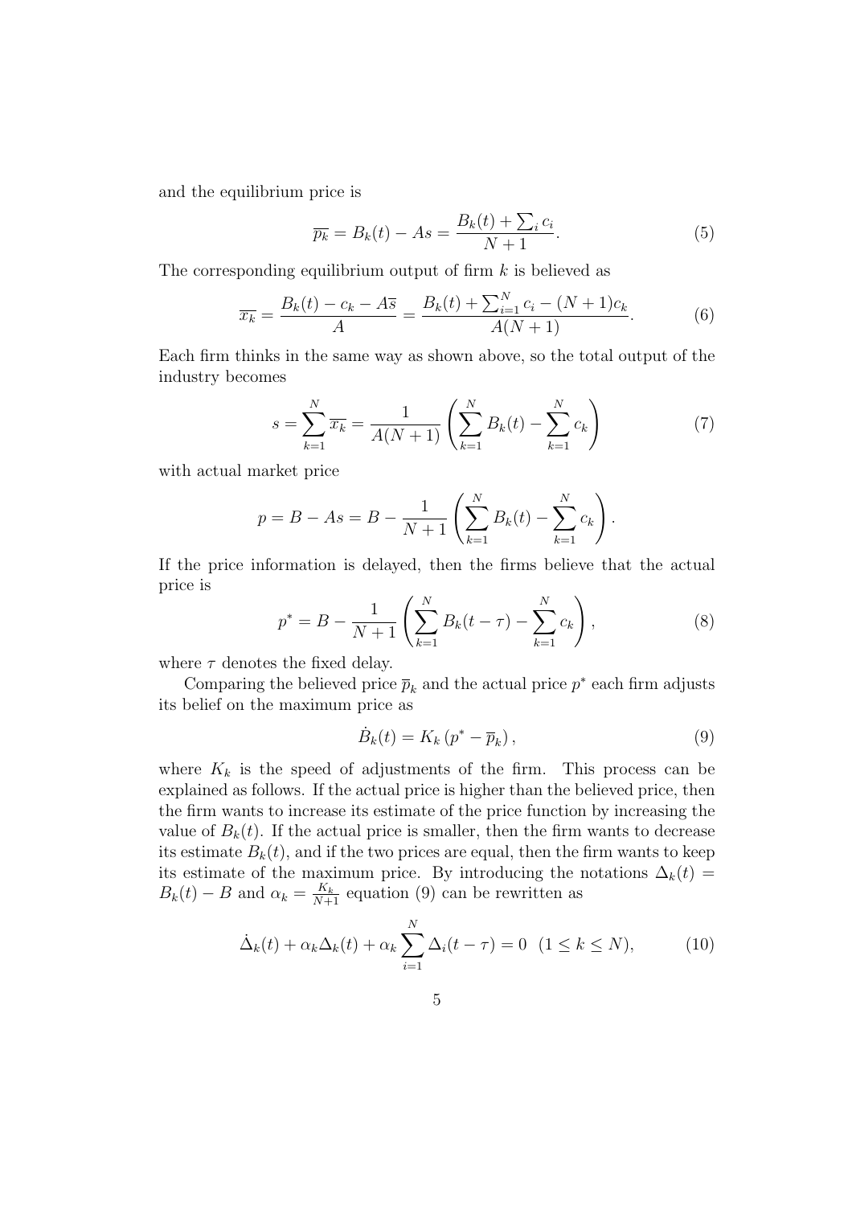and the equilibrium price is

$$\overline{p_k} = B_k(t) - As = \frac{B_k(t) + \sum_i c_i}{N+1}. \tag{5}$$

The corresponding equilibrium output of firm $k$ is believed as

$$\overline{x_k} = \frac{B_k(t) - c_k - A\overline{s}}{A} = \frac{B_k(t) + \sum_{i=1}^{N} c_i - (N+1)c_k}{A(N+1)}. \tag{6}$$

Each firm thinks in the same way as shown above, so the total output of the industry becomes

$$s = \sum_{k=1}^{N} \overline{x_k} = \frac{1}{A(N+1)} \left( \sum_{k=1}^{N} B_k(t) - \sum_{k=1}^{N} c_k \right) \tag{7}$$

with actual market price

$$p = B - As = B - \frac{1}{N+1} \left( \sum_{k=1}^{N} B_k(t) - \sum_{k=1}^{N} c_k \right).$$

If the price information is delayed, then the firms believe that the actual price is

$$p^* = B - \frac{1}{N+1} \left( \sum_{k=1}^{N} B_k(t-\tau) - \sum_{k=1}^{N} c_k \right), \tag{8}$$

where $\tau$ denotes the fixed delay.

Comparing the believed price $\overline{p}_k$ and the actual price $p^*$ each firm adjusts its belief on the maximum price as

$$\dot{B}_k(t) = K_k \left( p^* - \overline{p}_k \right), \tag{9}$$

where $K_k$ is the speed of adjustments of the firm. This process can be explained as follows. If the actual price is higher than the believed price, then the firm wants to increase its estimate of the price function by increasing the value of $B_k(t)$. If the actual price is smaller, then the firm wants to decrease its estimate $B_k(t)$, and if the two prices are equal, then the firm wants to keep its estimate of the maximum price. By introducing the notations $\Delta_k(t) = B_k(t) - B$ and $\alpha_k = \frac{K_k}{N+1}$ equation (9) can be rewritten as

$$\dot{\Delta}_k(t) + \alpha_k \Delta_k(t) + \alpha_k \sum_{i=1}^{N} \Delta_i(t-\tau) = 0 \quad (1 \leq k \leq N), \tag{10}$$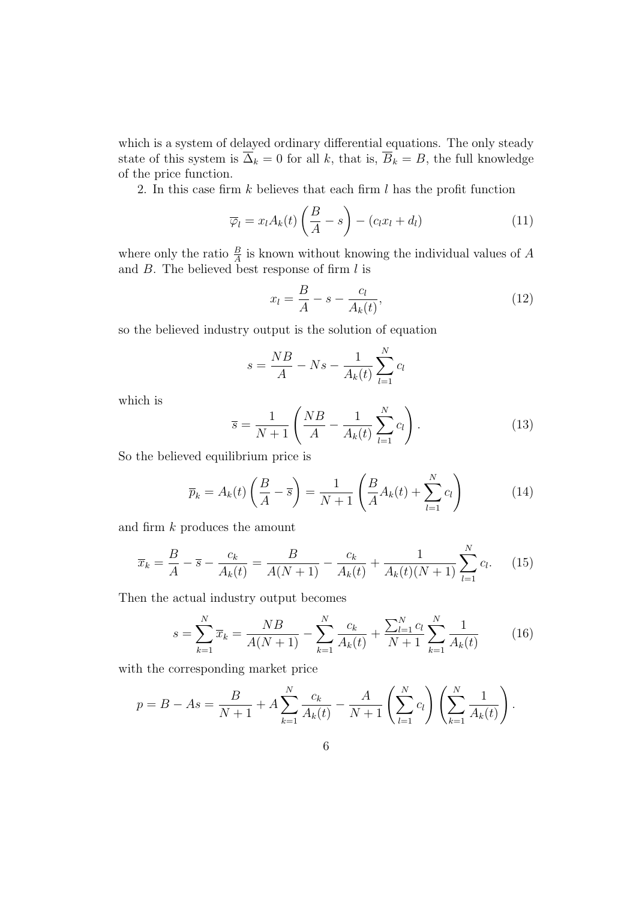which is a system of delayed ordinary differential equations. The only steady state of this system is $\overline{\Delta}_k = 0$ for all $k$, that is, $\overline{B}_k = B$, the full knowledge of the price function.

2. In this case firm $k$ believes that each firm $l$ has the profit function

$$\overline{\varphi}_l = x_l A_k(t) \left( \frac{B}{A} - s \right) - (c_l x_l + d_l) \tag{11}$$

where only the ratio $\frac{B}{A}$ is known without knowing the individual values of $A$ and $B$. The believed best response of firm $l$ is

$$x_l = \frac{B}{A} - s - \frac{c_l}{A_k(t)}, \tag{12}$$

so the believed industry output is the solution of equation

$$s = \frac{NB}{A} - Ns - \frac{1}{A_k(t)} \sum_{l=1}^{N} c_l$$

which is

$$\overline{s} = \frac{1}{N+1} \left( \frac{NB}{A} - \frac{1}{A_k(t)} \sum_{l=1}^{N} c_l \right). \tag{13}$$

So the believed equilibrium price is

$$\overline{p}_k = A_k(t) \left( \frac{B}{A} - \overline{s} \right) = \frac{1}{N+1} \left( \frac{B}{A} A_k(t) + \sum_{l=1}^{N} c_l \right) \tag{14}$$

and firm $k$ produces the amount

$$\overline{x}_k = \frac{B}{A} - \overline{s} - \frac{c_k}{A_k(t)} = \frac{B}{A(N+1)} - \frac{c_k}{A_k(t)} + \frac{1}{A_k(t)(N+1)} \sum_{l=1}^{N} c_l. \tag{15}$$

Then the actual industry output becomes

$$s = \sum_{k=1}^{N} \overline{x}_k = \frac{NB}{A(N+1)} - \sum_{k=1}^{N} \frac{c_k}{A_k(t)} + \frac{\sum_{l=1}^{N} c_l}{N+1} \sum_{k=1}^{N} \frac{1}{A_k(t)} \tag{16}$$

with the corresponding market price

$$p = B - As = \frac{B}{N+1} + A \sum_{k=1}^{N} \frac{c_k}{A_k(t)} - \frac{A}{N+1} \left( \sum_{l=1}^{N} c_l \right) \left( \sum_{k=1}^{N} \frac{1}{A_k(t)} \right).$$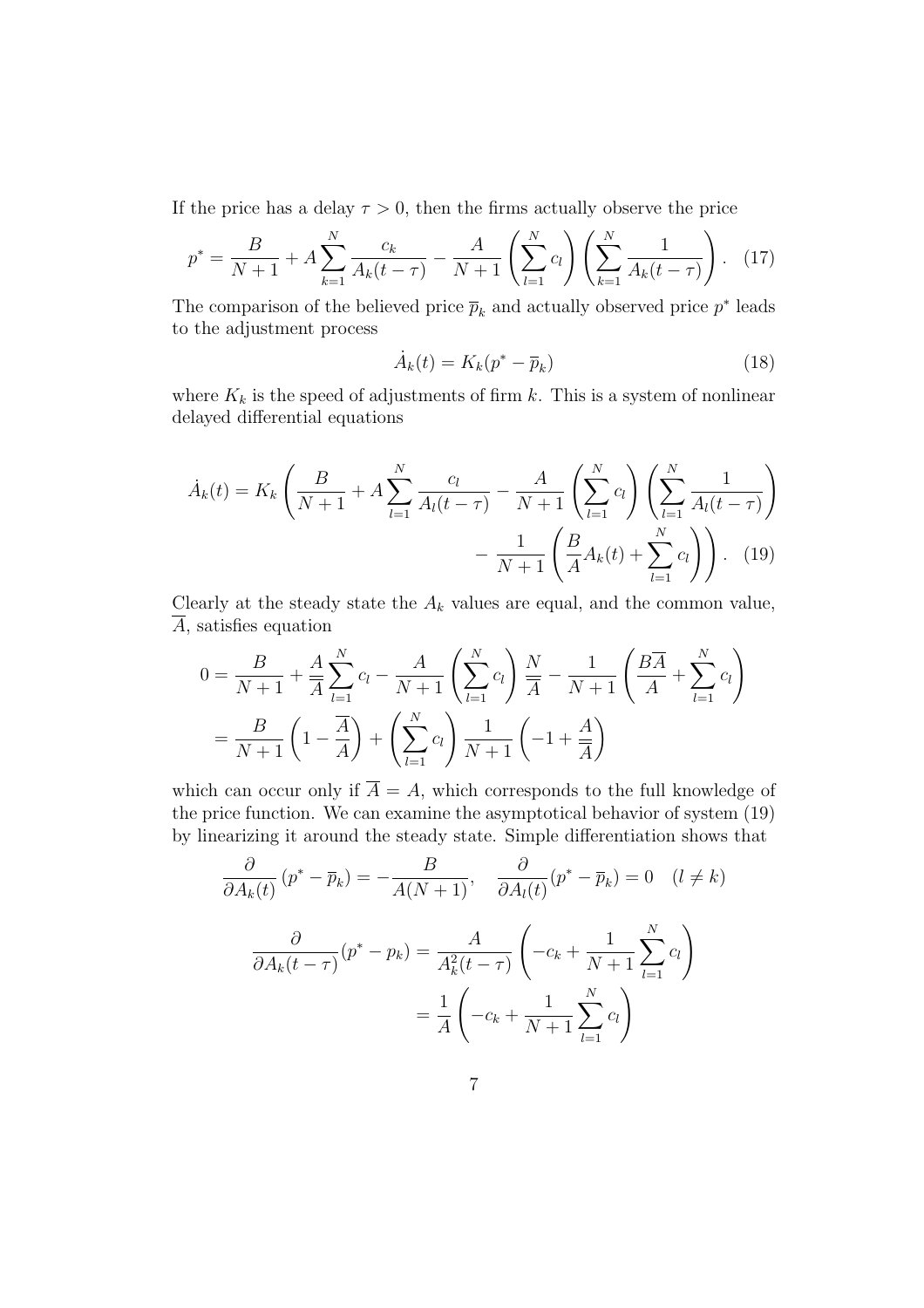If the price has a delay $\tau > 0$, then the firms actually observe the price

$$p^* = \frac{B}{N+1} + A\sum_{k=1}^{N} \frac{c_k}{A_k(t-\tau)} - \frac{A}{N+1}\left(\sum_{l=1}^{N} c_l\right)\left(\sum_{k=1}^{N} \frac{1}{A_k(t-\tau)}\right). \quad (17)$$

The comparison of the believed price $\overline{p}_k$ and actually observed price $p^*$ leads to the adjustment process

$$\dot{A}_k(t) = K_k(p^* - \overline{p}_k) \quad (18)$$

where $K_k$ is the speed of adjustments of firm $k$. This is a system of nonlinear delayed differential equations

$$\dot{A}_k(t) = K_k\left(\frac{B}{N+1} + A\sum_{l=1}^{N} \frac{c_l}{A_l(t-\tau)} - \frac{A}{N+1}\left(\sum_{l=1}^{N} c_l\right)\left(\sum_{l=1}^{N} \frac{1}{A_l(t-\tau)}\right) - \frac{1}{N+1}\left(\frac{B}{A}A_k(t) + \sum_{l=1}^{N} c_l\right)\right). \quad (19)$$

Clearly at the steady state the $A_k$ values are equal, and the common value, $\overline{A}$, satisfies equation

$$\begin{aligned}
0 &= \frac{B}{N+1} + \frac{A}{\overline{A}}\sum_{l=1}^{N} c_l - \frac{A}{N+1}\left(\sum_{l=1}^{N} c_l\right)\frac{N}{\overline{A}} - \frac{1}{N+1}\left(\frac{B\overline{A}}{A} + \sum_{l=1}^{N} c_l\right) \\
&= \frac{B}{N+1}\left(1 - \frac{\overline{A}}{A}\right) + \left(\sum_{l=1}^{N} c_l\right)\frac{1}{N+1}\left(-1 + \frac{A}{\overline{A}}\right)
\end{aligned}$$

which can occur only if $\overline{A} = A$, which corresponds to the full knowledge of the price function. We can examine the asymptotical behavior of system (19) by linearizing it around the steady state. Simple differentiation shows that

$$\frac{\partial}{\partial A_k(t)}(p^* - \overline{p}_k) = -\frac{B}{A(N+1)}, \quad \frac{\partial}{\partial A_l(t)}(p^* - \overline{p}_k) = 0 \quad (l \neq k)$$

$$\begin{aligned}
\frac{\partial}{\partial A_k(t-\tau)}(p^* - p_k) &= \frac{A}{A_k^2(t-\tau)}\left(-c_k + \frac{1}{N+1}\sum_{l=1}^{N} c_l\right) \\
&= \frac{1}{A}\left(-c_k + \frac{1}{N+1}\sum_{l=1}^{N} c_l\right)
\end{aligned}$$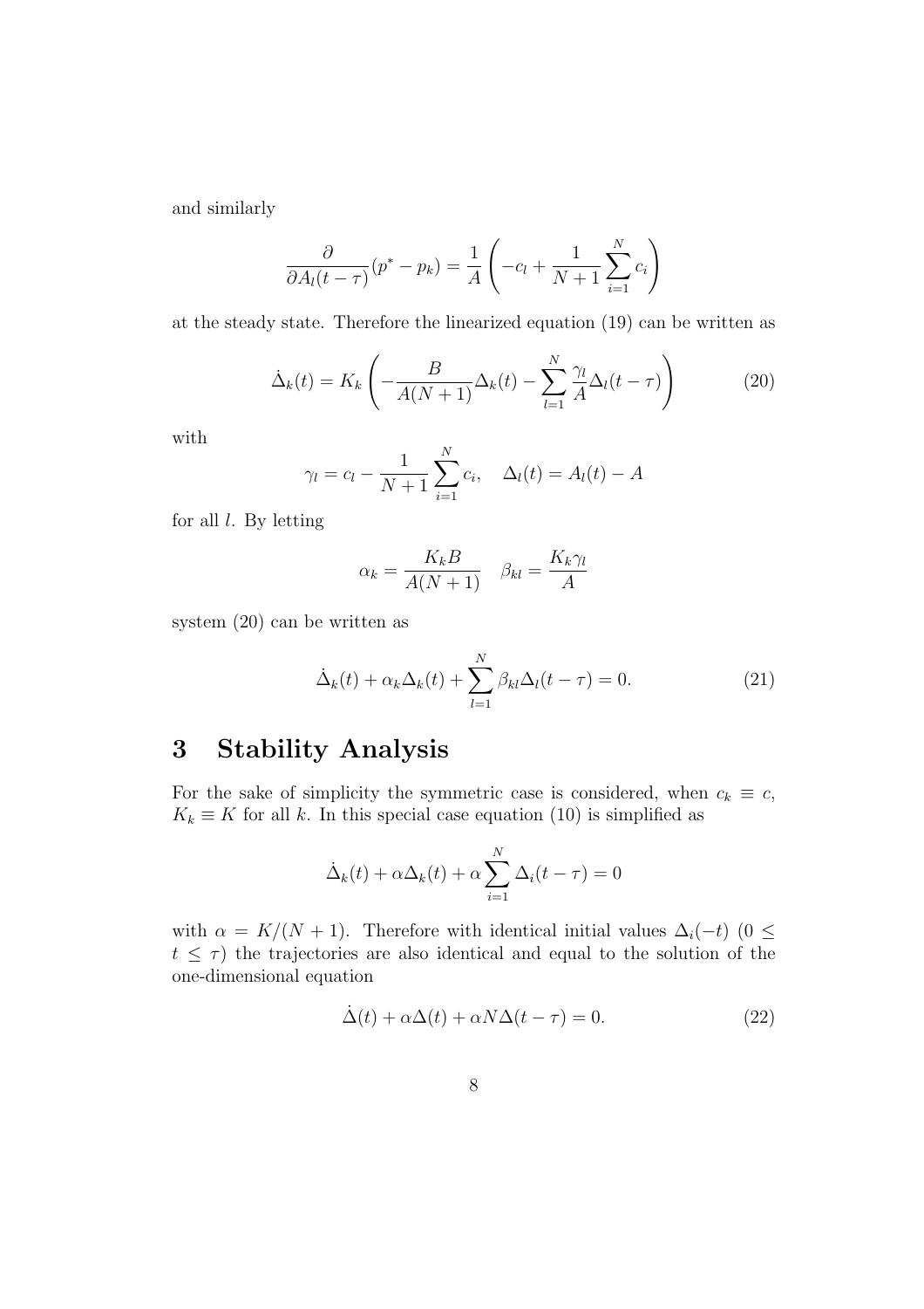and similarly

$$\frac{\partial}{\partial A_l(t-\tau)}(p^* - p_k) = \frac{1}{A}\left(-c_l + \frac{1}{N+1}\sum_{i=1}^{N} c_i\right)$$

at the steady state. Therefore the linearized equation (19) can be written as

$$\dot{\Delta}_k(t) = K_k\left(-\frac{B}{A(N+1)}\Delta_k(t) - \sum_{l=1}^{N}\frac{\gamma_l}{A}\Delta_l(t-\tau)\right) \tag{20}$$

with

$$\gamma_l = c_l - \frac{1}{N+1}\sum_{i=1}^{N} c_i, \quad \Delta_l(t) = A_l(t) - A$$

for all $l$. By letting

$$\alpha_k = \frac{K_k B}{A(N+1)} \quad \beta_{kl} = \frac{K_k \gamma_l}{A}$$

system (20) can be written as

$$\dot{\Delta}_k(t) + \alpha_k \Delta_k(t) + \sum_{l=1}^{N}\beta_{kl}\Delta_l(t-\tau) = 0. \tag{21}$$

# 3 Stability Analysis

For the sake of simplicity the symmetric case is considered, when $c_k \equiv c$, $K_k \equiv K$ for all $k$. In this special case equation (10) is simplified as

$$\dot{\Delta}_k(t) + \alpha\Delta_k(t) + \alpha\sum_{i=1}^{N}\Delta_i(t-\tau) = 0$$

with $\alpha = K/(N+1)$. Therefore with identical initial values $\Delta_i(-t)$ ($0 \leq t \leq \tau$) the trajectories are also identical and equal to the solution of the one-dimensional equation

$$\dot{\Delta}(t) + \alpha\Delta(t) + \alpha N \Delta(t-\tau) = 0. \tag{22}$$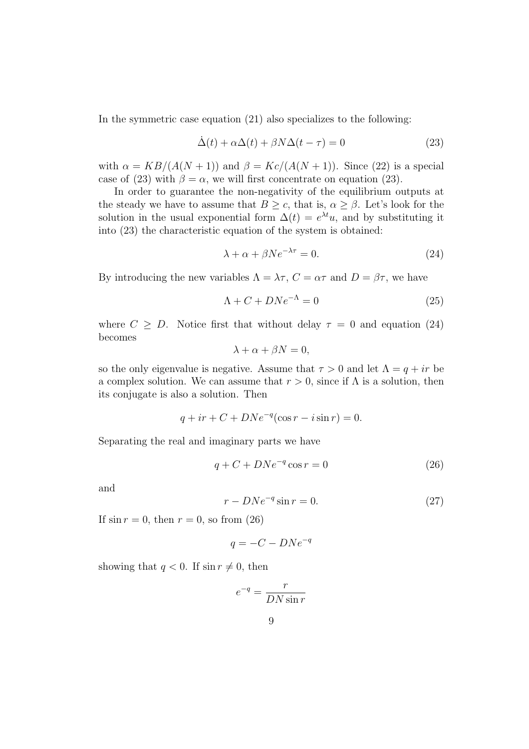In the symmetric case equation (21) also specializes to the following:

$$\dot{\Delta}(t) + \alpha\Delta(t) + \beta N \Delta(t-\tau) = 0 \tag{23}$$

with $\alpha = KB/(A(N+1))$ and $\beta = Kc/(A(N+1))$. Since (22) is a special case of (23) with $\beta = \alpha$, we will first concentrate on equation (23).

In order to guarantee the non-negativity of the equilibrium outputs at the steady we have to assume that $B \geq c$, that is, $\alpha \geq \beta$. Let's look for the solution in the usual exponential form $\Delta(t) = e^{\lambda t}u$, and by substituting it into (23) the characteristic equation of the system is obtained:

$$\lambda + \alpha + \beta N e^{-\lambda\tau} = 0. \tag{24}$$

By introducing the new variables $\Lambda = \lambda\tau$, $C = \alpha\tau$ and $D = \beta\tau$, we have

$$\Lambda + C + DNe^{-\Lambda} = 0 \tag{25}$$

where $C \geq D$. Notice first that without delay $\tau = 0$ and equation (24) becomes

$$\lambda + \alpha + \beta N = 0,$$

so the only eigenvalue is negative. Assume that $\tau > 0$ and let $\Lambda = q + ir$ be a complex solution. We can assume that $r > 0$, since if $\Lambda$ is a solution, then its conjugate is also a solution. Then

$$q + ir + C + DNe^{-q}(\cos r - i \sin r) = 0.$$

Separating the real and imaginary parts we have

$$q + C + DNe^{-q}\cos r = 0 \tag{26}$$

and

$$r - DNe^{-q}\sin r = 0. \tag{27}$$

If $\sin r = 0$, then $r = 0$, so from (26)

$$q = -C - DNe^{-q}$$

showing that $q < 0$. If $\sin r \neq 0$, then

$$e^{-q} = \frac{r}{DN \sin r}$$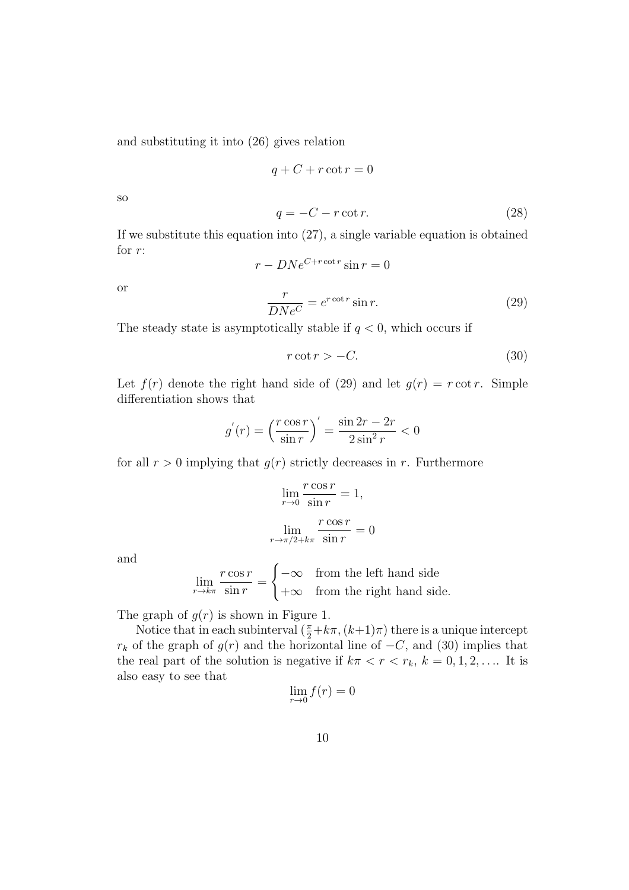and substituting it into (26) gives relation

$$q + C + r\cot r = 0$$

so

$$q = -C - r\cot r. \tag{28}$$

If we substitute this equation into (27), a single variable equation is obtained for $r$:

$$r - DNe^{C + r\cot r}\sin r = 0$$

or

$$\frac{r}{DNe^{C}} = e^{r\cot r}\sin r. \tag{29}$$

The steady state is asymptotically stable if $q < 0$, which occurs if

$$r\cot r > -C. \tag{30}$$

Let $f(r)$ denote the right hand side of (29) and let $g(r) = r\cot r$. Simple differentiation shows that

$$g^{'}(r) = \Big(\frac{r\cos r}{\sin r}\Big)^{'} = \frac{\sin 2r - 2r}{2\sin^2 r} < 0$$

for all $r > 0$ implying that $g(r)$ strictly decreases in $r$. Furthermore

$$\lim_{r\to 0}\frac{r\cos r}{\sin r} = 1,$$

$$\lim_{r\to \pi/2 + k\pi}\frac{r\cos r}{\sin r} = 0$$

and

$$\lim_{r\to k\pi}\frac{r\cos r}{\sin r} = \begin{cases} -\infty & \text{from the left hand side} \\ +\infty & \text{from the right hand side.} \end{cases}$$

The graph of $g(r)$ is shown in Figure 1.

Notice that in each subinterval $(\frac{\pi}{2}+k\pi, (k+1)\pi)$ there is a unique intercept $r_k$ of the graph of $g(r)$ and the horizontal line of $-C$, and (30) implies that the real part of the solution is negative if $k\pi < r < r_k$, $k = 0, 1, 2, \ldots$. It is also easy to see that

$$\lim_{r\to 0} f(r) = 0$$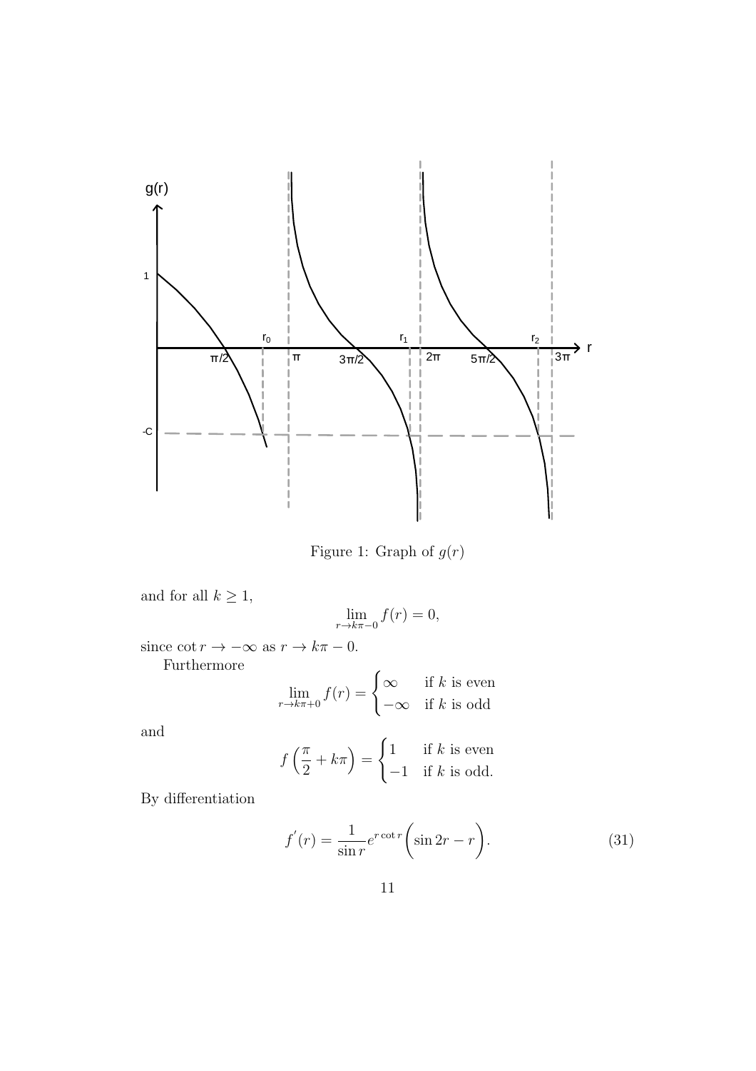Figure 1: Graph of $g(r)$

and for all $k \geq 1$,

$$\lim_{r \to k\pi - 0} f(r) = 0,$$

since $\cot r \to -\infty$ as $r \to k\pi - 0$.

Furthermore

$$\lim_{r \to k\pi + 0} f(r) = \begin{cases} \infty & \text{if } k \text{ is even} \\ -\infty & \text{if } k \text{ is odd} \end{cases}$$

and

$$f\left(\frac{\pi}{2} + k\pi\right) = \begin{cases} 1 & \text{if } k \text{ is even} \\ -1 & \text{if } k \text{ is odd.} \end{cases}$$

By differentiation

$$f^{'}(r) = \frac{1}{\sin r} e^{r \cot r} \bigg( \sin 2r - r \bigg). \tag{31}$$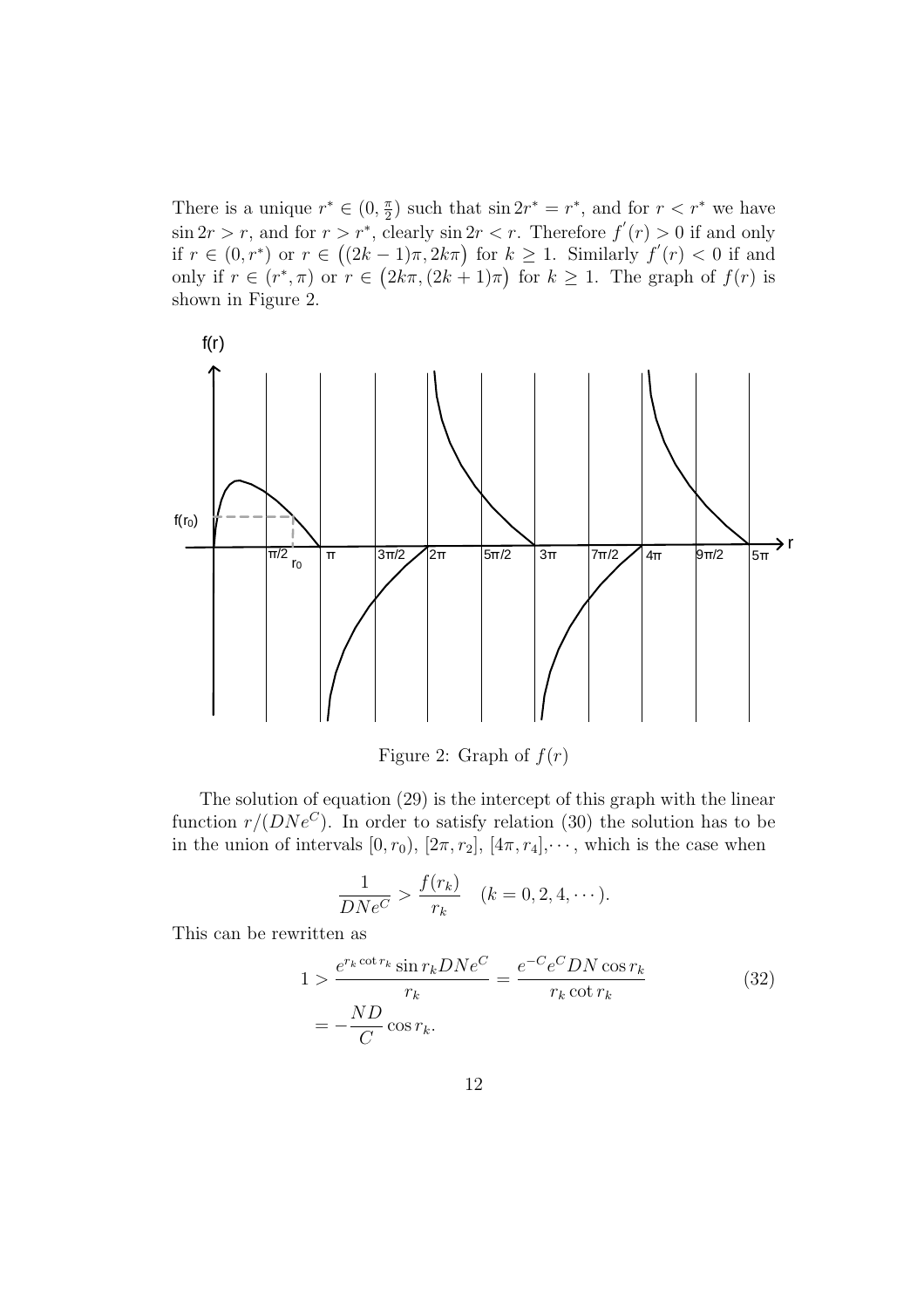There is a unique $r^* \in (0, \frac{\pi}{2})$ such that $\sin 2r^* = r^*$, and for $r < r^*$ we have $\sin 2r > r$, and for $r > r^*$, clearly $\sin 2r < r$. Therefore $f'(r) > 0$ if and only if $r \in (0, r^*)$ or $r \in \big((2k-1)\pi, 2k\pi\big)$ for $k \geq 1$. Similarly $f'(r) < 0$ if and only if $r \in (r^*, \pi)$ or $r \in \big(2k\pi, (2k+1)\pi\big)$ for $k \geq 1$. The graph of $f(r)$ is shown in Figure 2.

Figure 2: Graph of $f(r)$

The solution of equation (29) is the intercept of this graph with the linear function $r/(DNe^C)$. In order to satisfy relation (30) the solution has to be in the union of intervals $[0, r_0)$, $[2\pi, r_2]$, $[4\pi, r_4]$, $\cdots$, which is the case when

$$\frac{1}{DNe^C} > \frac{f(r_k)}{r_k} \quad (k = 0, 2, 4, \cdots).$$

This can be rewritten as

$$\begin{aligned} 1 &> \frac{e^{r_k \cot r_k} \sin r_k DNe^C}{r_k} = \frac{e^{-C} e^C DN \cos r_k}{r_k \cot r_k} \\ &= -\frac{ND}{C} \cos r_k. \end{aligned} \tag{32}$$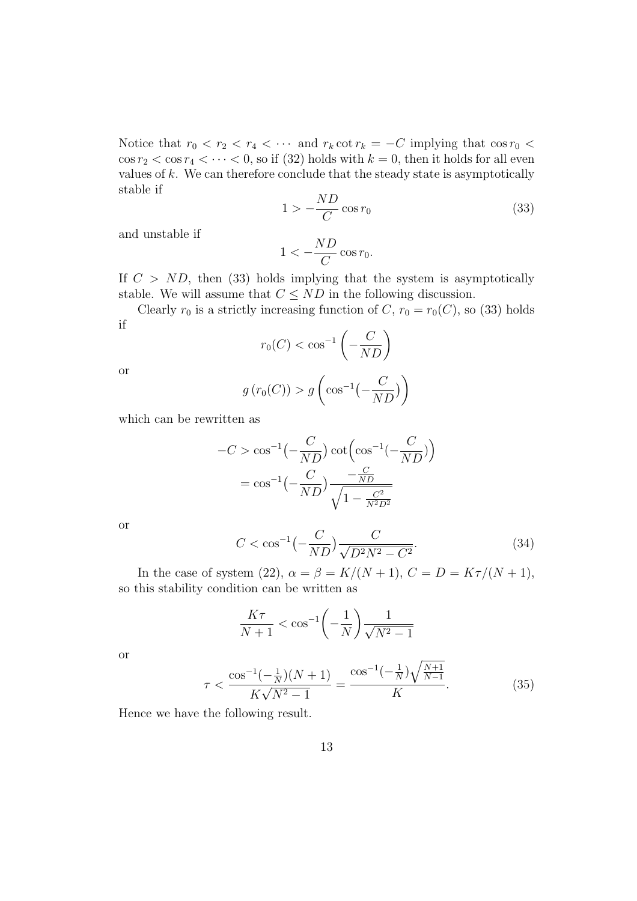Notice that $r_0 < r_2 < r_4 < \cdots$ and $r_k \cot r_k = -C$ implying that $\cos r_0 < \cos r_2 < \cos r_4 < \cdots < 0$, so if (32) holds with $k = 0$, then it holds for all even values of $k$. We can therefore conclude that the steady state is asymptotically stable if

$$1 > -\frac{ND}{C} \cos r_0 \tag{33}$$

and unstable if

$$1 < -\frac{ND}{C} \cos r_0.$$

If $C > ND$, then (33) holds implying that the system is asymptotically stable. We will assume that $C \leq ND$ in the following discussion.

Clearly $r_0$ is a strictly increasing function of $C$, $r_0 = r_0(C)$, so (33) holds if

$$r_0(C) < \cos^{-1}\left(-\frac{C}{ND}\right)$$

or

$$g\left(r_0(C)\right) > g\left(\cos^{-1}\big(-\frac{C}{ND}\big)\right)$$

which can be rewritten as

$$\begin{aligned} -C &> \cos^{-1}\big(-\frac{C}{ND}\big) \cot\Big(\cos^{-1}\big(-\frac{C}{ND}\big)\Big) \\ &= \cos^{-1}\big(-\frac{C}{ND}\big) \frac{-\frac{C}{ND}}{\sqrt{1 - \frac{C^2}{N^2 D^2}}} \end{aligned}$$

or

$$C < \cos^{-1}\big(-\frac{C}{ND}\big) \frac{C}{\sqrt{D^2 N^2 - C^2}}. \tag{34}$$

In the case of system (22), $\alpha = \beta = K/(N+1)$, $C = D = K\tau/(N+1)$, so this stability condition can be written as

$$\frac{K\tau}{N+1} < \cos^{-1}\bigg(-\frac{1}{N}\bigg) \frac{1}{\sqrt{N^2 - 1}}$$

or

$$\tau < \frac{\cos^{-1}(-\frac{1}{N})(N+1)}{K\sqrt{N^2 - 1}} = \frac{\cos^{-1}(-\frac{1}{N})\sqrt{\frac{N+1}{N-1}}}{K}. \tag{35}$$

Hence we have the following result.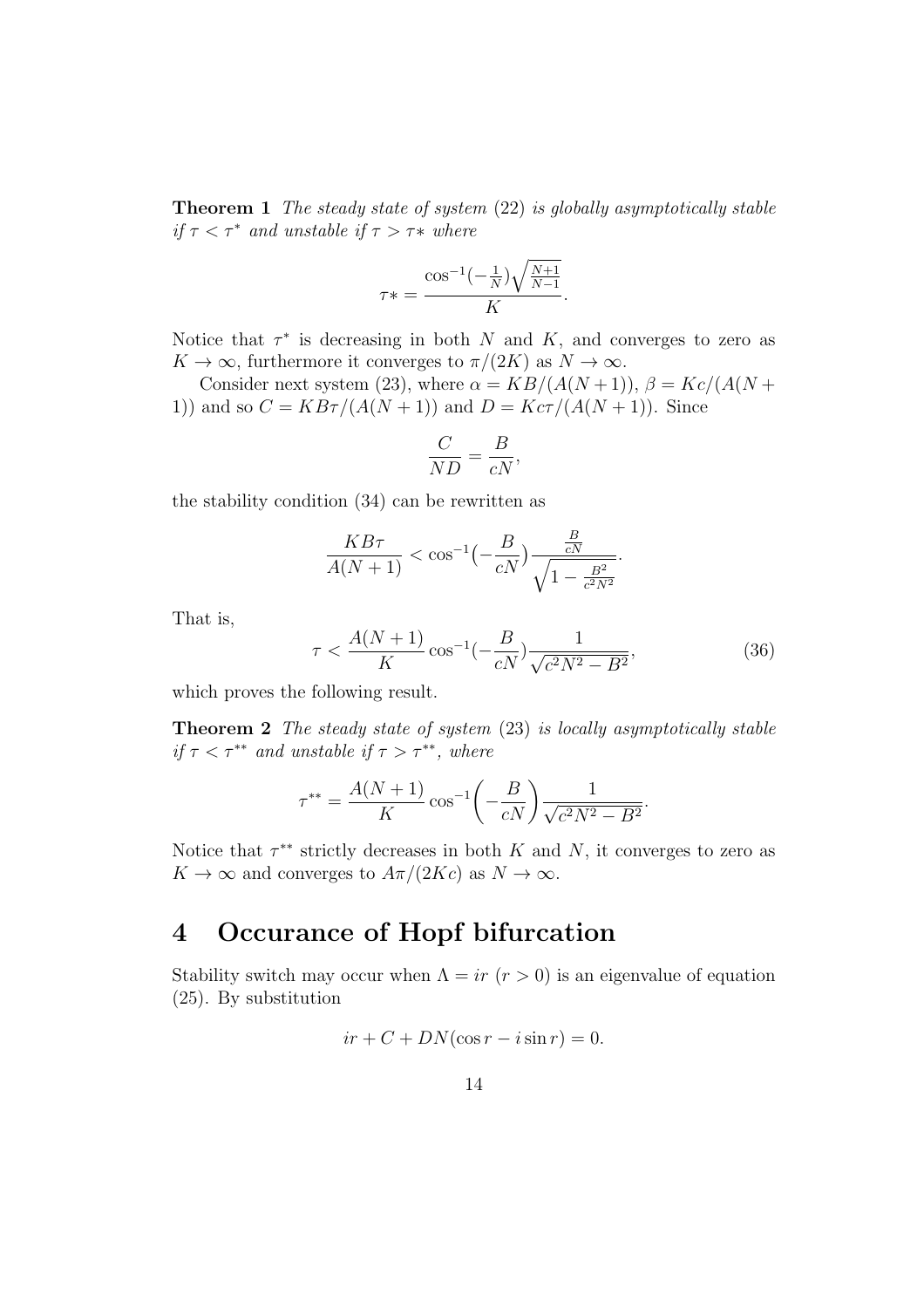**Theorem 1** *The steady state of system* (22) *is globally asymptotically stable if $\tau < \tau^*$ and unstable if $\tau > \tau*$ where*

$$\tau* = \frac{\cos^{-1}(-\frac{1}{N})\sqrt{\frac{N+1}{N-1}}}{K}.$$

Notice that $\tau^*$ is decreasing in both $N$ and $K$, and converges to zero as $K \to \infty$, furthermore it converges to $\pi/(2K)$ as $N \to \infty$.

Consider next system (23), where $\alpha = KB/(A(N+1))$, $\beta = Kc/(A(N+1))$ and so $C = KB\tau/(A(N+1))$ and $D = Kc\tau/(A(N+1))$. Since

$$\frac{C}{ND} = \frac{B}{cN},$$

the stability condition (34) can be rewritten as

$$\frac{KB\tau}{A(N+1)} < \cos^{-1}\big(-\frac{B}{cN}\big)\frac{\frac{B}{cN}}{\sqrt{1-\frac{B^2}{c^2N^2}}}.$$

That is,

$$\tau < \frac{A(N+1)}{K}\cos^{-1}(-\frac{B}{cN})\frac{1}{\sqrt{c^2N^2-B^2}}, \tag{36}$$

which proves the following result.

**Theorem 2** *The steady state of system* (23) *is locally asymptotically stable if $\tau < \tau^{**}$ and unstable if $\tau > \tau^{**}$, where*

$$\tau^{**} = \frac{A(N+1)}{K}\cos^{-1}\bigg(-\frac{B}{cN}\bigg)\frac{1}{\sqrt{c^2N^2-B^2}}.$$

Notice that $\tau^{**}$ strictly decreases in both $K$ and $N$, it converges to zero as $K \to \infty$ and converges to $A\pi/(2Kc)$ as $N \to \infty$.

# 4 Occurance of Hopf bifurcation

Stability switch may occur when $\Lambda = ir$ ($r > 0$) is an eigenvalue of equation (25). By substitution

$$ir + C + DN(\cos r - i\sin r) = 0.$$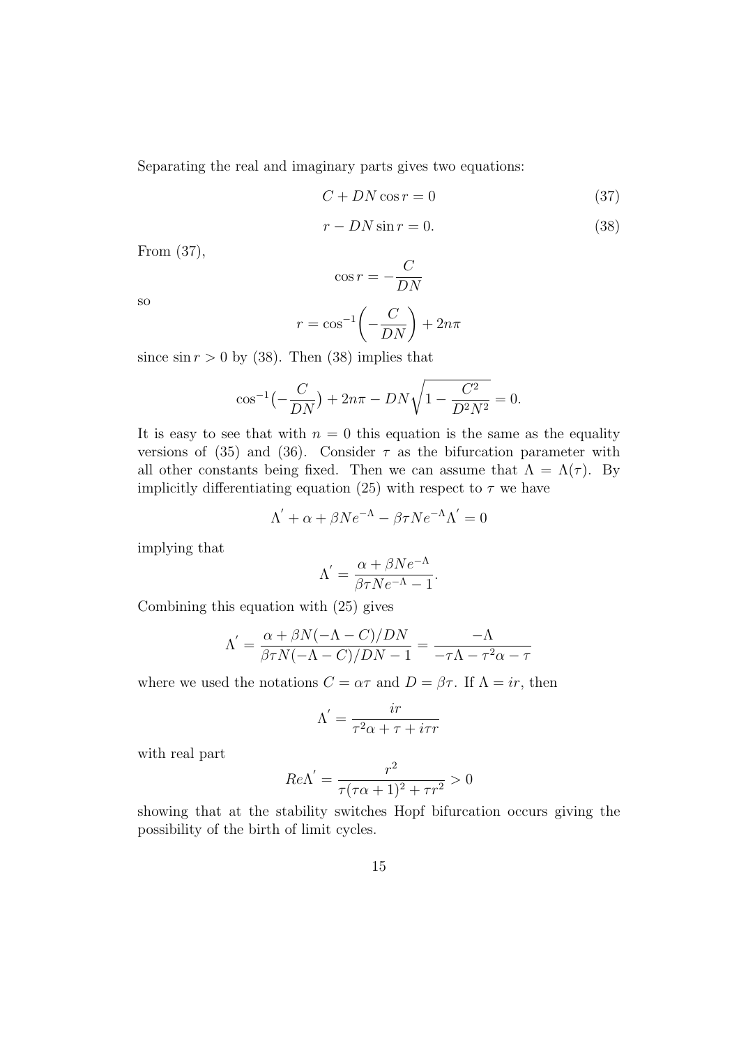Separating the real and imaginary parts gives two equations:

$$C + DN\cos r = 0 \tag{37}$$

$$r - DN\sin r = 0. \tag{38}$$

From (37),

$$\cos r = -\frac{C}{DN}$$

so

$$r = \cos^{-1}\left(-\frac{C}{DN}\right) + 2n\pi$$

since $\sin r > 0$ by (38). Then (38) implies that

$$\cos^{-1}\left(-\frac{C}{DN}\right) + 2n\pi - DN\sqrt{1 - \frac{C^2}{D^2N^2}} = 0.$$

It is easy to see that with $n = 0$ this equation is the same as the equality versions of (35) and (36). Consider $\tau$ as the bifurcation parameter with all other constants being fixed. Then we can assume that $\Lambda = \Lambda(\tau)$. By implicitly differentiating equation (25) with respect to $\tau$ we have

$$\Lambda' + \alpha + \beta N e^{-\Lambda} - \beta\tau N e^{-\Lambda}\Lambda' = 0$$

implying that

$$\Lambda' = \frac{\alpha + \beta N e^{-\Lambda}}{\beta\tau N e^{-\Lambda} - 1}.$$

Combining this equation with (25) gives

$$\Lambda' = \frac{\alpha + \beta N(-\Lambda - C)/DN}{\beta\tau N(-\Lambda - C)/DN - 1} = \frac{-\Lambda}{-\tau\Lambda - \tau^2\alpha - \tau}$$

where we used the notations $C = \alpha\tau$ and $D = \beta\tau$. If $\Lambda = ir$, then

$$\Lambda' = \frac{ir}{\tau^2\alpha + \tau + i\tau r}$$

with real part

$$Re\Lambda' = \frac{r^2}{\tau(\tau\alpha + 1)^2 + \tau r^2} > 0$$

showing that at the stability switches Hopf bifurcation occurs giving the possibility of the birth of limit cycles.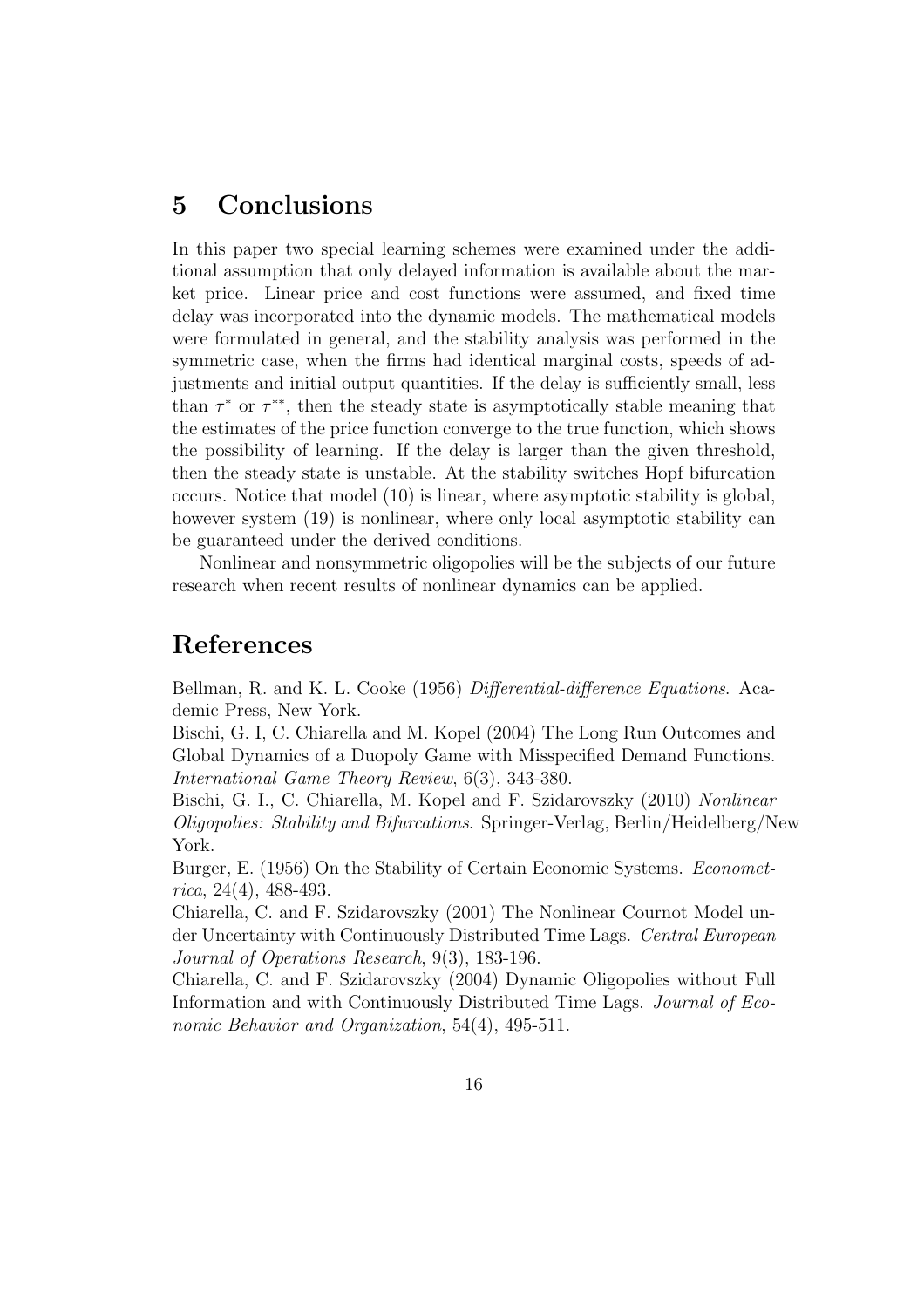## 5 Conclusions

In this paper two special learning schemes were examined under the additional assumption that only delayed information is available about the market price. Linear price and cost functions were assumed, and fixed time delay was incorporated into the dynamic models. The mathematical models were formulated in general, and the stability analysis was performed in the symmetric case, when the firms had identical marginal costs, speeds of adjustments and initial output quantities. If the delay is sufficiently small, less than $\tau^*$ or $\tau^{**}$, then the steady state is asymptotically stable meaning that the estimates of the price function converge to the true function, which shows the possibility of learning. If the delay is larger than the given threshold, then the steady state is unstable. At the stability switches Hopf bifurcation occurs. Notice that model (10) is linear, where asymptotic stability is global, however system (19) is nonlinear, where only local asymptotic stability can be guaranteed under the derived conditions.

Nonlinear and nonsymmetric oligopolies will be the subjects of our future research when recent results of nonlinear dynamics can be applied.

## References

Bellman, R. and K. L. Cooke (1956) *Differential-difference Equations*. Academic Press, New York.

Bischi, G. I, C. Chiarella and M. Kopel (2004) The Long Run Outcomes and Global Dynamics of a Duopoly Game with Misspecified Demand Functions. *International Game Theory Review*, 6(3), 343-380.

Bischi, G. I., C. Chiarella, M. Kopel and F. Szidarovszky (2010) *Nonlinear Oligopolies: Stability and Bifurcations*. Springer-Verlag, Berlin/Heidelberg/New York.

Burger, E. (1956) On the Stability of Certain Economic Systems. *Econometrica*, 24(4), 488-493.

Chiarella, C. and F. Szidarovszky (2001) The Nonlinear Cournot Model under Uncertainty with Continuously Distributed Time Lags. *Central European Journal of Operations Research*, 9(3), 183-196.

Chiarella, C. and F. Szidarovszky (2004) Dynamic Oligopolies without Full Information and with Continuously Distributed Time Lags. *Journal of Economic Behavior and Organization*, 54(4), 495-511.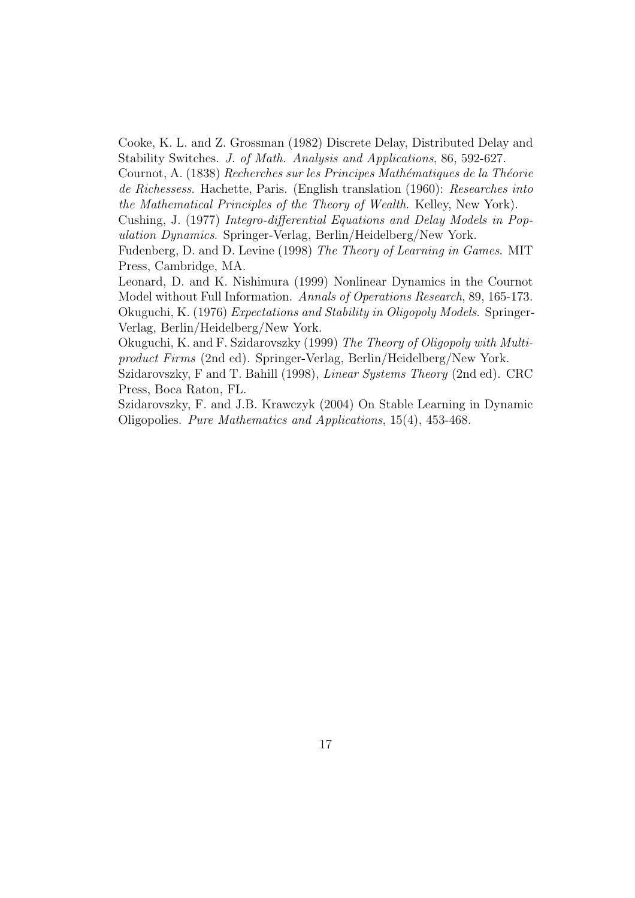Cooke, K. L. and Z. Grossman (1982) Discrete Delay, Distributed Delay and Stability Switches. *J. of Math. Analysis and Applications*, 86, 592-627.

Cournot, A. (1838) *Recherches sur les Principes Mathématiques de la Théorie de Richessess*. Hachette, Paris. (English translation (1960): *Researches into the Mathematical Principles of the Theory of Wealth*. Kelley, New York).

Cushing, J. (1977) *Integro-differential Equations and Delay Models in Population Dynamics*. Springer-Verlag, Berlin/Heidelberg/New York.

Fudenberg, D. and D. Levine (1998) *The Theory of Learning in Games*. MIT Press, Cambridge, MA.

Leonard, D. and K. Nishimura (1999) Nonlinear Dynamics in the Cournot Model without Full Information. *Annals of Operations Research*, 89, 165-173.

Okuguchi, K. (1976) *Expectations and Stability in Oligopoly Models*. Springer-Verlag, Berlin/Heidelberg/New York.

Okuguchi, K. and F. Szidarovszky (1999) *The Theory of Oligopoly with Multi-product Firms* (2nd ed). Springer-Verlag, Berlin/Heidelberg/New York.

Szidarovszky, F and T. Bahill (1998), *Linear Systems Theory* (2nd ed). CRC Press, Boca Raton, FL.

Szidarovszky, F. and J.B. Krawczyk (2004) On Stable Learning in Dynamic Oligopolies. *Pure Mathematics and Applications*, 15(4), 453-468.